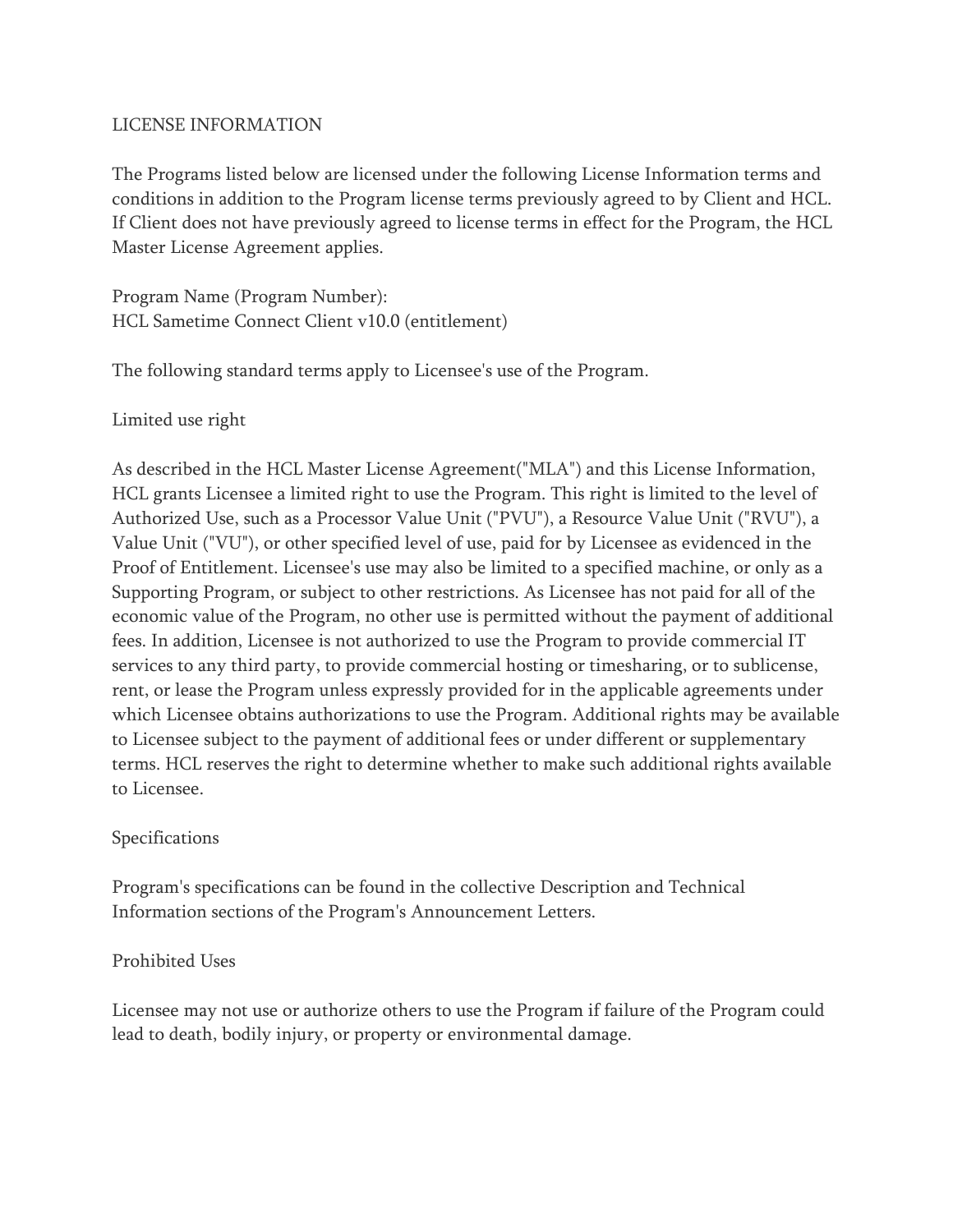# LICENSE INFORMATION

The Programs listed below are licensed under the following License Information terms and conditions in addition to the Program license terms previously agreed to by Client and HCL. If Client does not have previously agreed to license terms in effect for the Program, the HCL Master License Agreement applies.

Program Name (Program Number):
HCL Sametime Connect Client v10.0 (entitlement)

The following standard terms apply to Licensee's use of the Program.

## Limited use right

As described in the HCL Master License Agreement("MLA") and this License Information, HCL grants Licensee a limited right to use the Program. This right is limited to the level of Authorized Use, such as a Processor Value Unit ("PVU"), a Resource Value Unit ("RVU"), a Value Unit ("VU"), or other specified level of use, paid for by Licensee as evidenced in the Proof of Entitlement. Licensee's use may also be limited to a specified machine, or only as a Supporting Program, or subject to other restrictions. As Licensee has not paid for all of the economic value of the Program, no other use is permitted without the payment of additional fees. In addition, Licensee is not authorized to use the Program to provide commercial IT services to any third party, to provide commercial hosting or timesharing, or to sublicense, rent, or lease the Program unless expressly provided for in the applicable agreements under which Licensee obtains authorizations to use the Program. Additional rights may be available to Licensee subject to the payment of additional fees or under different or supplementary terms. HCL reserves the right to determine whether to make such additional rights available to Licensee.

## Specifications

Program's specifications can be found in the collective Description and Technical Information sections of the Program's Announcement Letters.

## Prohibited Uses

Licensee may not use or authorize others to use the Program if failure of the Program could lead to death, bodily injury, or property or environmental damage.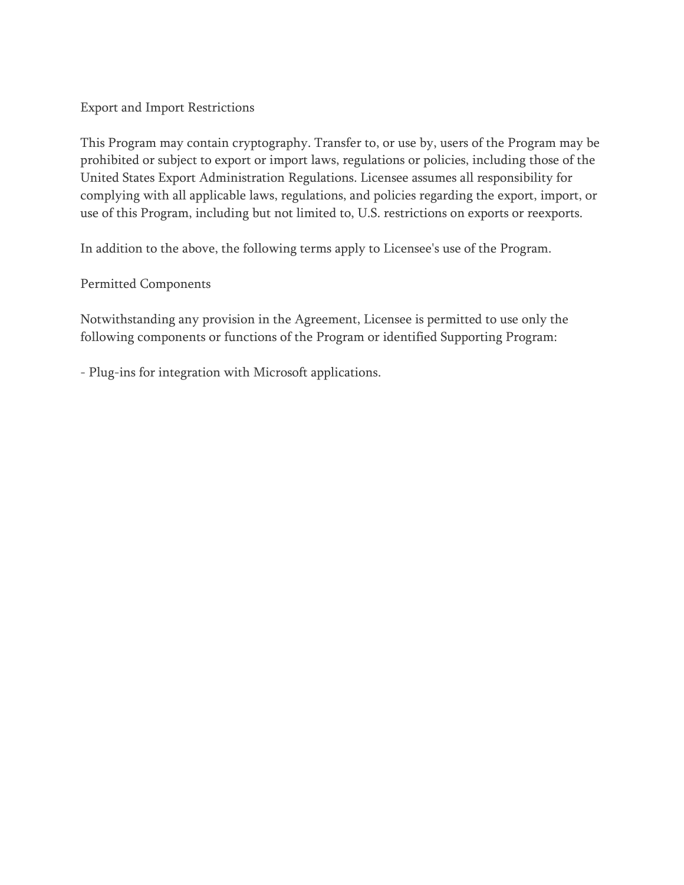## Export and Import Restrictions

This Program may contain cryptography. Transfer to, or use by, users of the Program may be prohibited or subject to export or import laws, regulations or policies, including those of the United States Export Administration Regulations. Licensee assumes all responsibility for complying with all applicable laws, regulations, and policies regarding the export, import, or use of this Program, including but not limited to, U.S. restrictions on exports or reexports.

In addition to the above, the following terms apply to Licensee's use of the Program.

## Permitted Components

Notwithstanding any provision in the Agreement, Licensee is permitted to use only the following components or functions of the Program or identified Supporting Program:

- Plug-ins for integration with Microsoft applications.